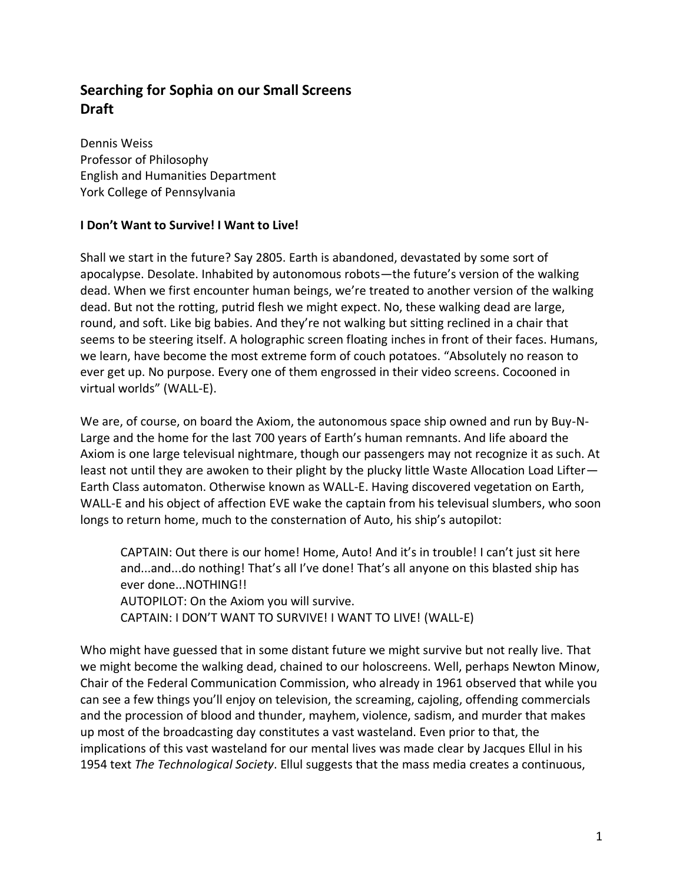# Searching for Sophia on our Small Screens
# Draft

Dennis Weiss
Professor of Philosophy
English and Humanities Department
York College of Pennsylvania

## I Don't Want to Survive! I Want to Live!

Shall we start in the future? Say 2805. Earth is abandoned, devastated by some sort of apocalypse. Desolate. Inhabited by autonomous robots—the future's version of the walking dead. When we first encounter human beings, we're treated to another version of the walking dead. But not the rotting, putrid flesh we might expect. No, these walking dead are large, round, and soft. Like big babies. And they're not walking but sitting reclined in a chair that seems to be steering itself. A holographic screen floating inches in front of their faces. Humans, we learn, have become the most extreme form of couch potatoes. "Absolutely no reason to ever get up. No purpose. Every one of them engrossed in their video screens. Cocooned in virtual worlds" (WALL-E).

We are, of course, on board the Axiom, the autonomous space ship owned and run by Buy-N-Large and the home for the last 700 years of Earth's human remnants. And life aboard the Axiom is one large televisual nightmare, though our passengers may not recognize it as such. At least not until they are awoken to their plight by the plucky little Waste Allocation Load Lifter—Earth Class automaton. Otherwise known as WALL-E. Having discovered vegetation on Earth, WALL-E and his object of affection EVE wake the captain from his televisual slumbers, who soon longs to return home, much to the consternation of Auto, his ship's autopilot:

> CAPTAIN: Out there is our home! Home, Auto! And it's in trouble! I can't just sit here and...and...do nothing! That's all I've done! That's all anyone on this blasted ship has ever done...NOTHING!!
> AUTOPILOT: On the Axiom you will survive.
> CAPTAIN: I DON'T WANT TO SURVIVE! I WANT TO LIVE! (WALL-E)

Who might have guessed that in some distant future we might survive but not really live. That we might become the walking dead, chained to our holoscreens. Well, perhaps Newton Minow, Chair of the Federal Communication Commission, who already in 1961 observed that while you can see a few things you'll enjoy on television, the screaming, cajoling, offending commercials and the procession of blood and thunder, mayhem, violence, sadism, and murder that makes up most of the broadcasting day constitutes a vast wasteland. Even prior to that, the implications of this vast wasteland for our mental lives was made clear by Jacques Ellul in his 1954 text *The Technological Society*. Ellul suggests that the mass media creates a continuous,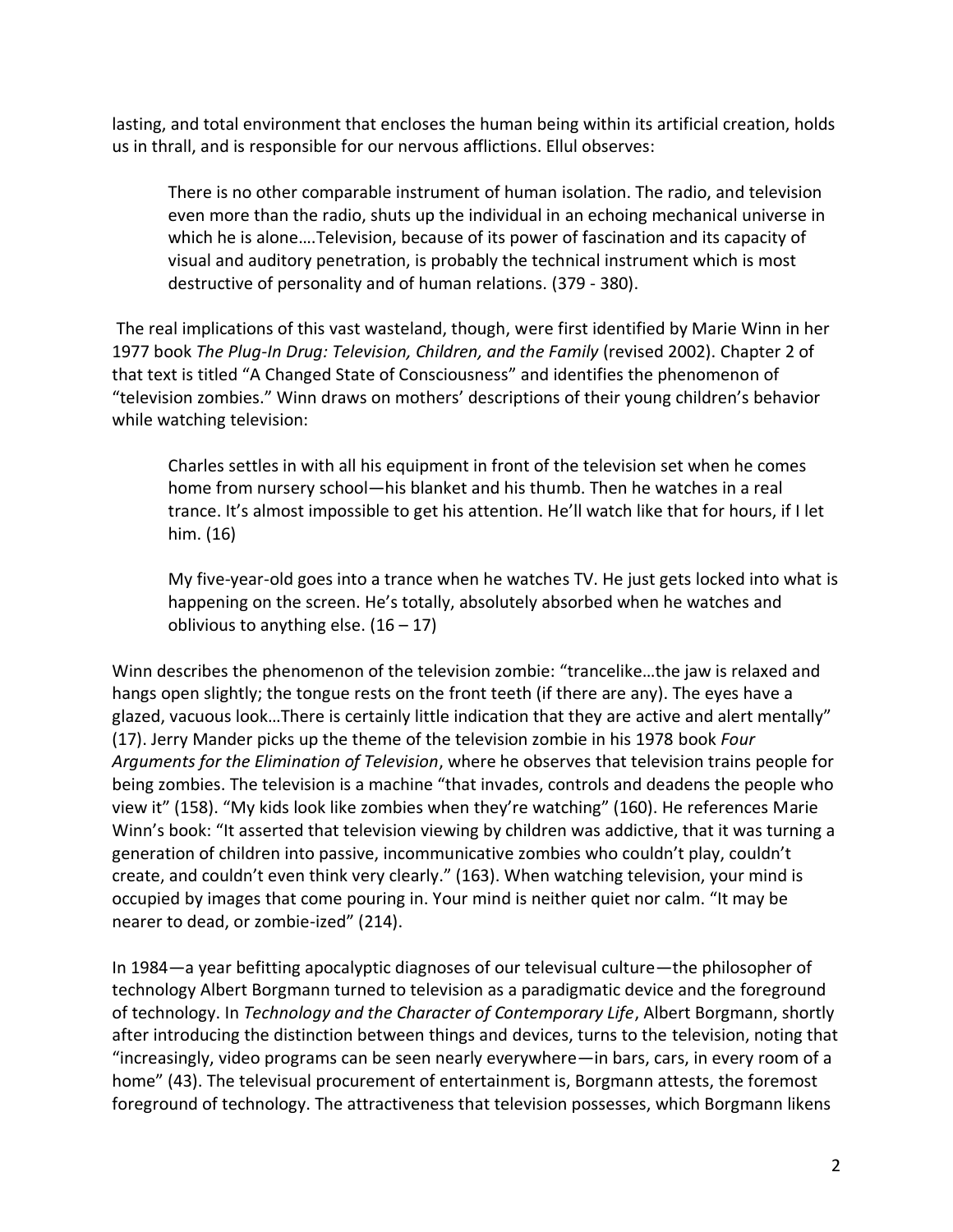lasting, and total environment that encloses the human being within its artificial creation, holds us in thrall, and is responsible for our nervous afflictions. Ellul observes:

> There is no other comparable instrument of human isolation. The radio, and television even more than the radio, shuts up the individual in an echoing mechanical universe in which he is alone….Television, because of its power of fascination and its capacity of visual and auditory penetration, is probably the technical instrument which is most destructive of personality and of human relations. (379 - 380).

The real implications of this vast wasteland, though, were first identified by Marie Winn in her 1977 book *The Plug-In Drug: Television, Children, and the Family* (revised 2002). Chapter 2 of that text is titled "A Changed State of Consciousness" and identifies the phenomenon of "television zombies." Winn draws on mothers' descriptions of their young children's behavior while watching television:

> Charles settles in with all his equipment in front of the television set when he comes home from nursery school—his blanket and his thumb. Then he watches in a real trance. It's almost impossible to get his attention. He'll watch like that for hours, if I let him. (16)
>
> My five-year-old goes into a trance when he watches TV. He just gets locked into what is happening on the screen. He's totally, absolutely absorbed when he watches and oblivious to anything else. (16 – 17)

Winn describes the phenomenon of the television zombie: "trancelike…the jaw is relaxed and hangs open slightly; the tongue rests on the front teeth (if there are any). The eyes have a glazed, vacuous look…There is certainly little indication that they are active and alert mentally" (17). Jerry Mander picks up the theme of the television zombie in his 1978 book *Four Arguments for the Elimination of Television*, where he observes that television trains people for being zombies. The television is a machine "that invades, controls and deadens the people who view it" (158). "My kids look like zombies when they're watching" (160). He references Marie Winn's book: "It asserted that television viewing by children was addictive, that it was turning a generation of children into passive, incommunicative zombies who couldn't play, couldn't create, and couldn't even think very clearly." (163). When watching television, your mind is occupied by images that come pouring in. Your mind is neither quiet nor calm. "It may be nearer to dead, or zombie-ized" (214).

In 1984—a year befitting apocalyptic diagnoses of our televisual culture—the philosopher of technology Albert Borgmann turned to television as a paradigmatic device and the foreground of technology. In *Technology and the Character of Contemporary Life*, Albert Borgmann, shortly after introducing the distinction between things and devices, turns to the television, noting that "increasingly, video programs can be seen nearly everywhere—in bars, cars, in every room of a home" (43). The televisual procurement of entertainment is, Borgmann attests, the foremost foreground of technology. The attractiveness that television possesses, which Borgmann likens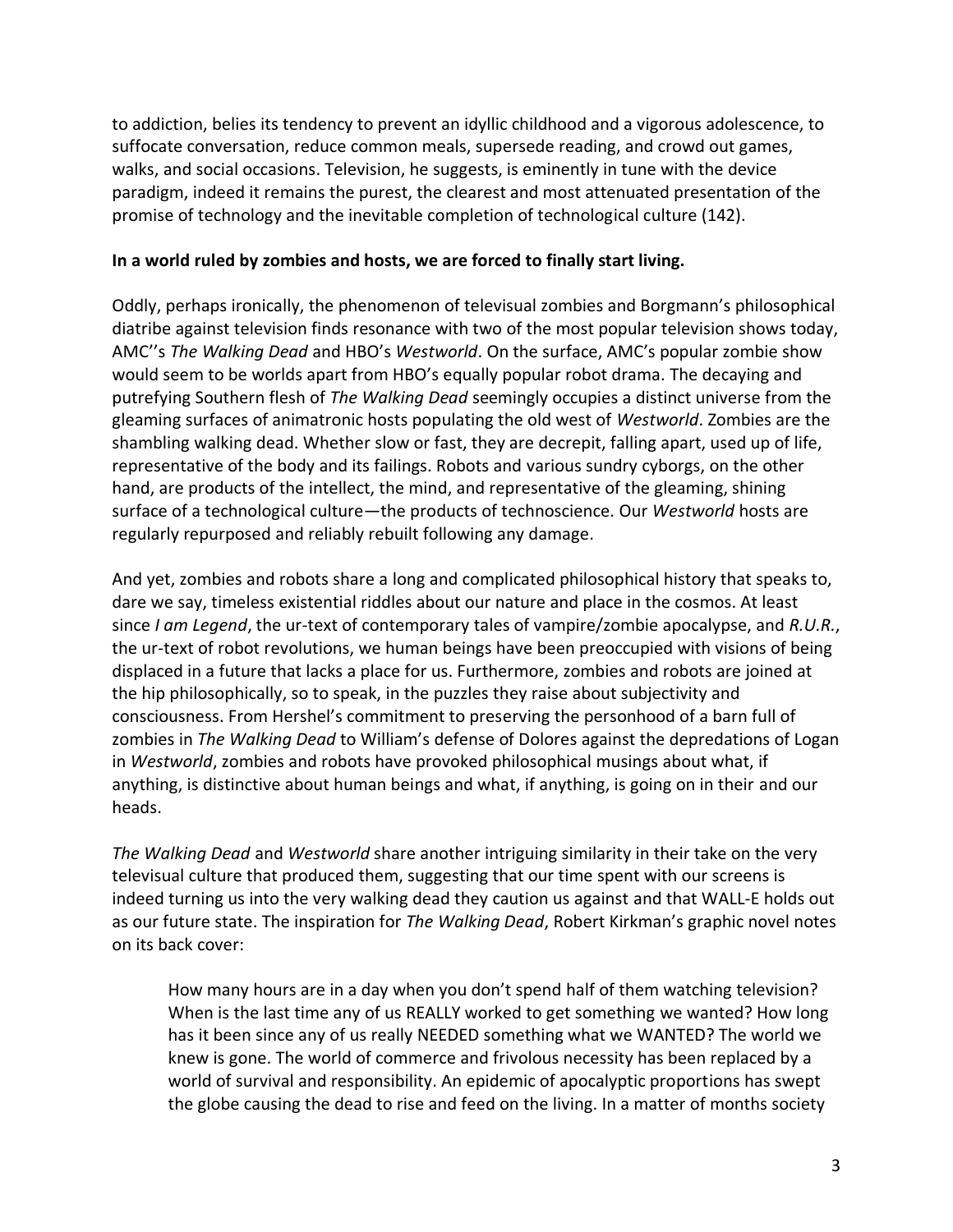to addiction, belies its tendency to prevent an idyllic childhood and a vigorous adolescence, to suffocate conversation, reduce common meals, supersede reading, and crowd out games, walks, and social occasions. Television, he suggests, is eminently in tune with the device paradigm, indeed it remains the purest, the clearest and most attenuated presentation of the promise of technology and the inevitable completion of technological culture (142).

**In a world ruled by zombies and hosts, we are forced to finally start living.**

Oddly, perhaps ironically, the phenomenon of televisual zombies and Borgmann's philosophical diatribe against television finds resonance with two of the most popular television shows today, AMC''s *The Walking Dead* and HBO's *Westworld*. On the surface, AMC's popular zombie show would seem to be worlds apart from HBO's equally popular robot drama. The decaying and putrefying Southern flesh of *The Walking Dead* seemingly occupies a distinct universe from the gleaming surfaces of animatronic hosts populating the old west of *Westworld*. Zombies are the shambling walking dead. Whether slow or fast, they are decrepit, falling apart, used up of life, representative of the body and its failings. Robots and various sundry cyborgs, on the other hand, are products of the intellect, the mind, and representative of the gleaming, shining surface of a technological culture—the products of technoscience. Our *Westworld* hosts are regularly repurposed and reliably rebuilt following any damage.

And yet, zombies and robots share a long and complicated philosophical history that speaks to, dare we say, timeless existential riddles about our nature and place in the cosmos. At least since *I am Legend*, the ur-text of contemporary tales of vampire/zombie apocalypse, and *R.U.R.*, the ur-text of robot revolutions, we human beings have been preoccupied with visions of being displaced in a future that lacks a place for us. Furthermore, zombies and robots are joined at the hip philosophically, so to speak, in the puzzles they raise about subjectivity and consciousness. From Hershel's commitment to preserving the personhood of a barn full of zombies in *The Walking Dead* to William's defense of Dolores against the depredations of Logan in *Westworld*, zombies and robots have provoked philosophical musings about what, if anything, is distinctive about human beings and what, if anything, is going on in their and our heads.

*The Walking Dead* and *Westworld* share another intriguing similarity in their take on the very televisual culture that produced them, suggesting that our time spent with our screens is indeed turning us into the very walking dead they caution us against and that WALL-E holds out as our future state. The inspiration for *The Walking Dead*, Robert Kirkman's graphic novel notes on its back cover:

> How many hours are in a day when you don't spend half of them watching television? When is the last time any of us REALLY worked to get something we wanted? How long has it been since any of us really NEEDED something what we WANTED? The world we knew is gone. The world of commerce and frivolous necessity has been replaced by a world of survival and responsibility. An epidemic of apocalyptic proportions has swept the globe causing the dead to rise and feed on the living. In a matter of months society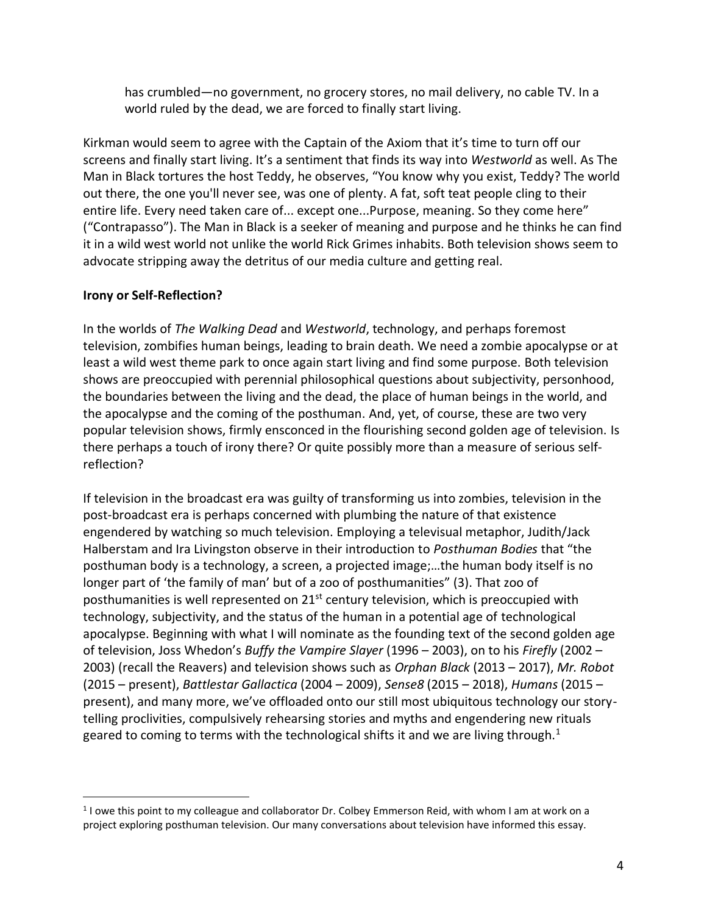> has crumbled—no government, no grocery stores, no mail delivery, no cable TV. In a world ruled by the dead, we are forced to finally start living.

Kirkman would seem to agree with the Captain of the Axiom that it's time to turn off our screens and finally start living. It's a sentiment that finds its way into *Westworld* as well. As The Man in Black tortures the host Teddy, he observes, "You know why you exist, Teddy? The world out there, the one you'll never see, was one of plenty. A fat, soft teat people cling to their entire life. Every need taken care of... except one...Purpose, meaning. So they come here" ("Contrapasso"). The Man in Black is a seeker of meaning and purpose and he thinks he can find it in a wild west world not unlike the world Rick Grimes inhabits. Both television shows seem to advocate stripping away the detritus of our media culture and getting real.

**Irony or Self-Reflection?**

In the worlds of *The Walking Dead* and *Westworld*, technology, and perhaps foremost television, zombifies human beings, leading to brain death. We need a zombie apocalypse or at least a wild west theme park to once again start living and find some purpose. Both television shows are preoccupied with perennial philosophical questions about subjectivity, personhood, the boundaries between the living and the dead, the place of human beings in the world, and the apocalypse and the coming of the posthuman. And, yet, of course, these are two very popular television shows, firmly ensconced in the flourishing second golden age of television. Is there perhaps a touch of irony there? Or quite possibly more than a measure of serious self-reflection?

If television in the broadcast era was guilty of transforming us into zombies, television in the post-broadcast era is perhaps concerned with plumbing the nature of that existence engendered by watching so much television. Employing a televisual metaphor, Judith/Jack Halberstam and Ira Livingston observe in their introduction to *Posthuman Bodies* that "the posthuman body is a technology, a screen, a projected image;…the human body itself is no longer part of 'the family of man' but of a zoo of posthumanities" (3). That zoo of posthumanities is well represented on 21st century television, which is preoccupied with technology, subjectivity, and the status of the human in a potential age of technological apocalypse. Beginning with what I will nominate as the founding text of the second golden age of television, Joss Whedon's *Buffy the Vampire Slayer* (1996 – 2003), on to his *Firefly* (2002 – 2003) (recall the Reavers) and television shows such as *Orphan Black* (2013 – 2017), *Mr. Robot* (2015 – present), *Battlestar Gallactica* (2004 – 2009), *Sense8* (2015 – 2018), *Humans* (2015 – present), and many more, we've offloaded onto our still most ubiquitous technology our story-telling proclivities, compulsively rehearsing stories and myths and engendering new rituals geared to coming to terms with the technological shifts it and we are living through.[1]

[1] I owe this point to my colleague and collaborator Dr. Colbey Emmerson Reid, with whom I am at work on a project exploring posthuman television. Our many conversations about television have informed this essay.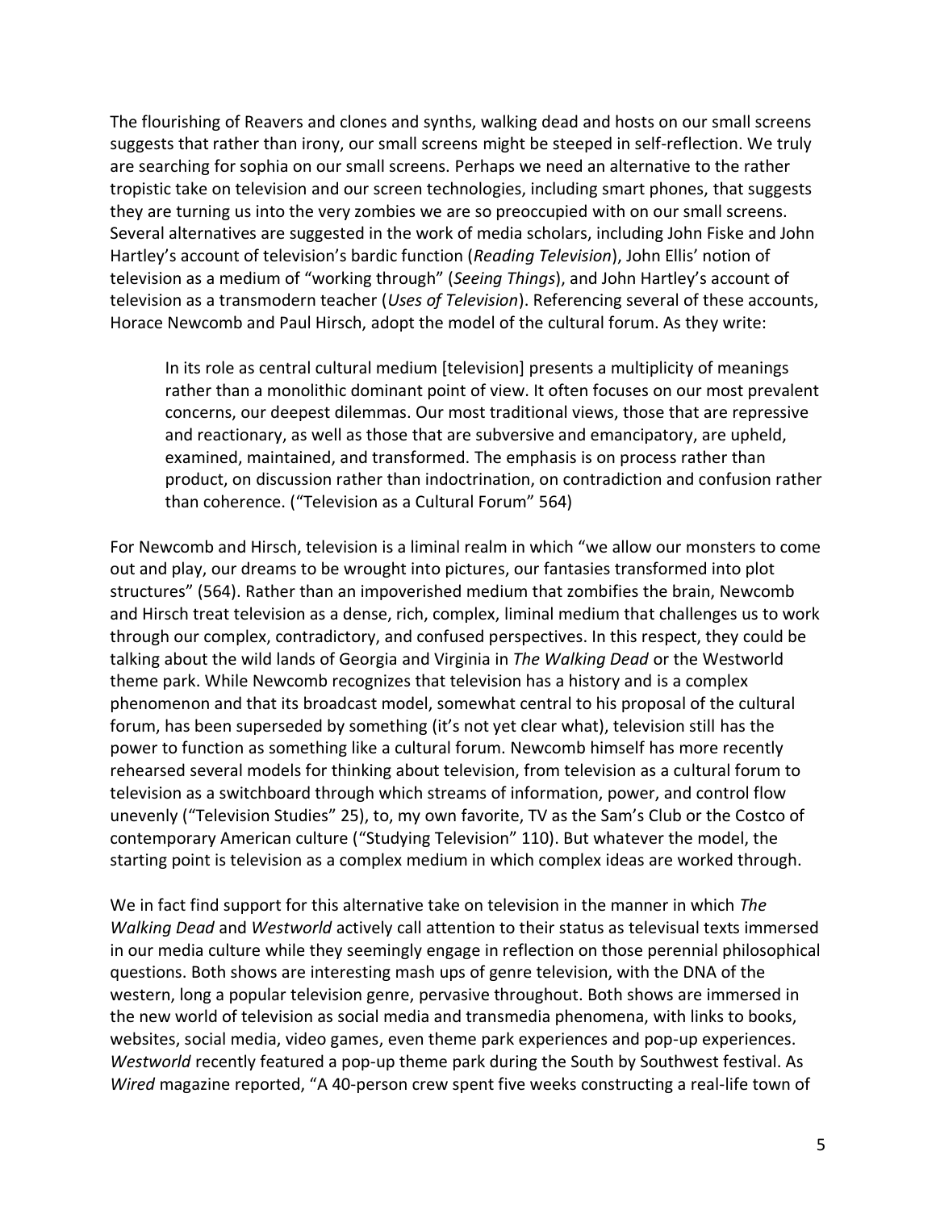The flourishing of Reavers and clones and synths, walking dead and hosts on our small screens suggests that rather than irony, our small screens might be steeped in self-reflection. We truly are searching for sophia on our small screens. Perhaps we need an alternative to the rather tropistic take on television and our screen technologies, including smart phones, that suggests they are turning us into the very zombies we are so preoccupied with on our small screens. Several alternatives are suggested in the work of media scholars, including John Fiske and John Hartley's account of television's bardic function (*Reading Television*), John Ellis' notion of television as a medium of "working through" (*Seeing Things*), and John Hartley's account of television as a transmodern teacher (*Uses of Television*). Referencing several of these accounts, Horace Newcomb and Paul Hirsch, adopt the model of the cultural forum. As they write:

> In its role as central cultural medium [television] presents a multiplicity of meanings rather than a monolithic dominant point of view. It often focuses on our most prevalent concerns, our deepest dilemmas. Our most traditional views, those that are repressive and reactionary, as well as those that are subversive and emancipatory, are upheld, examined, maintained, and transformed. The emphasis is on process rather than product, on discussion rather than indoctrination, on contradiction and confusion rather than coherence. ("Television as a Cultural Forum" 564)

For Newcomb and Hirsch, television is a liminal realm in which "we allow our monsters to come out and play, our dreams to be wrought into pictures, our fantasies transformed into plot structures" (564). Rather than an impoverished medium that zombifies the brain, Newcomb and Hirsch treat television as a dense, rich, complex, liminal medium that challenges us to work through our complex, contradictory, and confused perspectives. In this respect, they could be talking about the wild lands of Georgia and Virginia in *The Walking Dead* or the Westworld theme park. While Newcomb recognizes that television has a history and is a complex phenomenon and that its broadcast model, somewhat central to his proposal of the cultural forum, has been superseded by something (it's not yet clear what), television still has the power to function as something like a cultural forum. Newcomb himself has more recently rehearsed several models for thinking about television, from television as a cultural forum to television as a switchboard through which streams of information, power, and control flow unevenly ("Television Studies" 25), to, my own favorite, TV as the Sam's Club or the Costco of contemporary American culture ("Studying Television" 110). But whatever the model, the starting point is television as a complex medium in which complex ideas are worked through.

We in fact find support for this alternative take on television in the manner in which *The Walking Dead* and *Westworld* actively call attention to their status as televisual texts immersed in our media culture while they seemingly engage in reflection on those perennial philosophical questions. Both shows are interesting mash ups of genre television, with the DNA of the western, long a popular television genre, pervasive throughout. Both shows are immersed in the new world of television as social media and transmedia phenomena, with links to books, websites, social media, video games, even theme park experiences and pop-up experiences. *Westworld* recently featured a pop-up theme park during the South by Southwest festival. As *Wired* magazine reported, "A 40-person crew spent five weeks constructing a real-life town of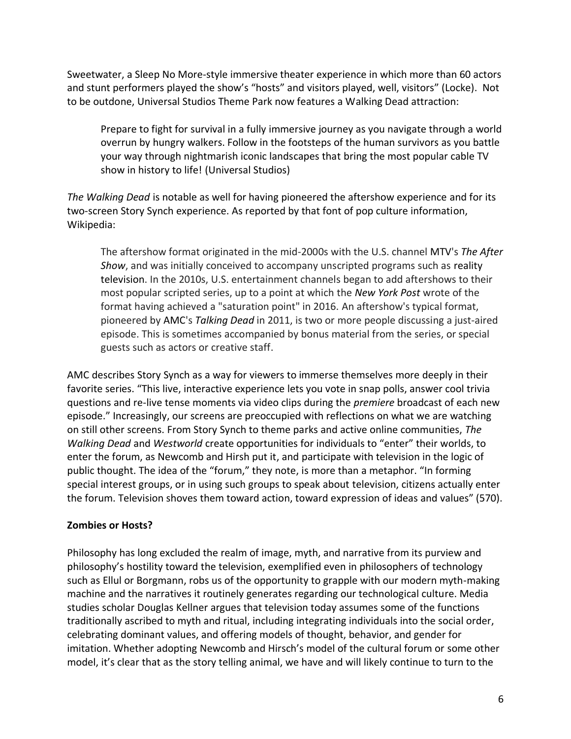Sweetwater, a Sleep No More-style immersive theater experience in which more than 60 actors and stunt performers played the show's "hosts" and visitors played, well, visitors" (Locke). Not to be outdone, Universal Studios Theme Park now features a Walking Dead attraction:

> Prepare to fight for survival in a fully immersive journey as you navigate through a world overrun by hungry walkers. Follow in the footsteps of the human survivors as you battle your way through nightmarish iconic landscapes that bring the most popular cable TV show in history to life! (Universal Studios)

*The Walking Dead* is notable as well for having pioneered the aftershow experience and for its two-screen Story Synch experience. As reported by that font of pop culture information, Wikipedia:

> The aftershow format originated in the mid-2000s with the U.S. channel MTV's *The After Show*, and was initially conceived to accompany unscripted programs such as reality television. In the 2010s, U.S. entertainment channels began to add aftershows to their most popular scripted series, up to a point at which the *New York Post* wrote of the format having achieved a "saturation point" in 2016. An aftershow's typical format, pioneered by AMC's *Talking Dead* in 2011, is two or more people discussing a just-aired episode. This is sometimes accompanied by bonus material from the series, or special guests such as actors or creative staff.

AMC describes Story Synch as a way for viewers to immerse themselves more deeply in their favorite series. "This live, interactive experience lets you vote in snap polls, answer cool trivia questions and re-live tense moments via video clips during the *premiere* broadcast of each new episode." Increasingly, our screens are preoccupied with reflections on what we are watching on still other screens. From Story Synch to theme parks and active online communities, *The Walking Dead* and *Westworld* create opportunities for individuals to "enter" their worlds, to enter the forum, as Newcomb and Hirsh put it, and participate with television in the logic of public thought. The idea of the "forum," they note, is more than a metaphor. "In forming special interest groups, or in using such groups to speak about television, citizens actually enter the forum. Television shoves them toward action, toward expression of ideas and values" (570).

**Zombies or Hosts?**

Philosophy has long excluded the realm of image, myth, and narrative from its purview and philosophy's hostility toward the television, exemplified even in philosophers of technology such as Ellul or Borgmann, robs us of the opportunity to grapple with our modern myth-making machine and the narratives it routinely generates regarding our technological culture. Media studies scholar Douglas Kellner argues that television today assumes some of the functions traditionally ascribed to myth and ritual, including integrating individuals into the social order, celebrating dominant values, and offering models of thought, behavior, and gender for imitation. Whether adopting Newcomb and Hirsch's model of the cultural forum or some other model, it's clear that as the story telling animal, we have and will likely continue to turn to the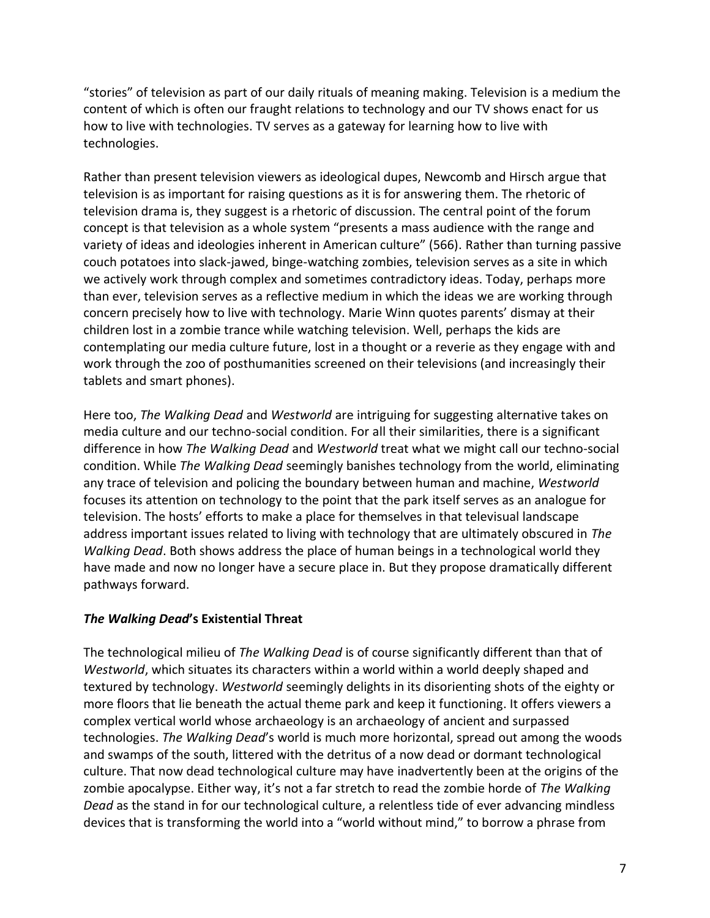"stories" of television as part of our daily rituals of meaning making. Television is a medium the content of which is often our fraught relations to technology and our TV shows enact for us how to live with technologies. TV serves as a gateway for learning how to live with technologies.

Rather than present television viewers as ideological dupes, Newcomb and Hirsch argue that television is as important for raising questions as it is for answering them. The rhetoric of television drama is, they suggest is a rhetoric of discussion. The central point of the forum concept is that television as a whole system "presents a mass audience with the range and variety of ideas and ideologies inherent in American culture" (566). Rather than turning passive couch potatoes into slack-jawed, binge-watching zombies, television serves as a site in which we actively work through complex and sometimes contradictory ideas. Today, perhaps more than ever, television serves as a reflective medium in which the ideas we are working through concern precisely how to live with technology. Marie Winn quotes parents' dismay at their children lost in a zombie trance while watching television. Well, perhaps the kids are contemplating our media culture future, lost in a thought or a reverie as they engage with and work through the zoo of posthumanities screened on their televisions (and increasingly their tablets and smart phones).

Here too, *The Walking Dead* and *Westworld* are intriguing for suggesting alternative takes on media culture and our techno-social condition. For all their similarities, there is a significant difference in how *The Walking Dead* and *Westworld* treat what we might call our techno-social condition. While *The Walking Dead* seemingly banishes technology from the world, eliminating any trace of television and policing the boundary between human and machine, *Westworld* focuses its attention on technology to the point that the park itself serves as an analogue for television. The hosts' efforts to make a place for themselves in that televisual landscape address important issues related to living with technology that are ultimately obscured in *The Walking Dead*. Both shows address the place of human beings in a technological world they have made and now no longer have a secure place in. But they propose dramatically different pathways forward.

### ***The Walking Dead*'s Existential Threat**

The technological milieu of *The Walking Dead* is of course significantly different than that of *Westworld*, which situates its characters within a world within a world deeply shaped and textured by technology. *Westworld* seemingly delights in its disorienting shots of the eighty or more floors that lie beneath the actual theme park and keep it functioning. It offers viewers a complex vertical world whose archaeology is an archaeology of ancient and surpassed technologies. *The Walking Dead*'s world is much more horizontal, spread out among the woods and swamps of the south, littered with the detritus of a now dead or dormant technological culture. That now dead technological culture may have inadvertently been at the origins of the zombie apocalypse. Either way, it's not a far stretch to read the zombie horde of *The Walking Dead* as the stand in for our technological culture, a relentless tide of ever advancing mindless devices that is transforming the world into a "world without mind," to borrow a phrase from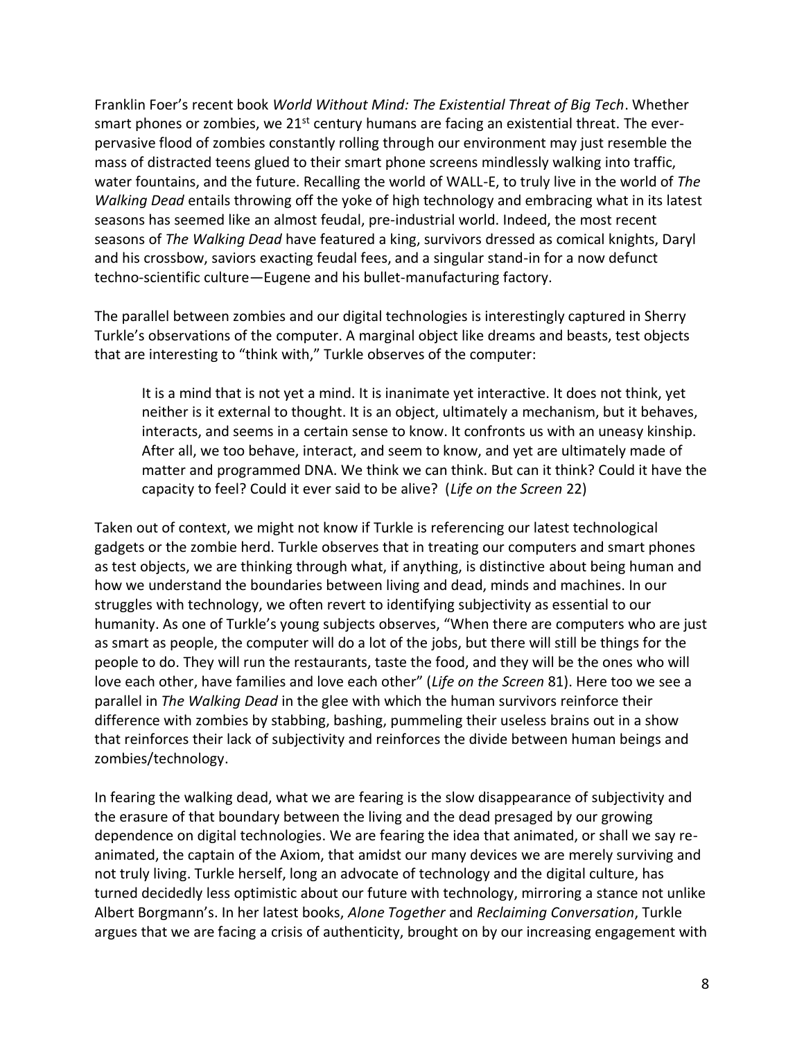Franklin Foer's recent book *World Without Mind: The Existential Threat of Big Tech*. Whether smart phones or zombies, we 21st century humans are facing an existential threat. The ever-pervasive flood of zombies constantly rolling through our environment may just resemble the mass of distracted teens glued to their smart phone screens mindlessly walking into traffic, water fountains, and the future. Recalling the world of WALL-E, to truly live in the world of *The Walking Dead* entails throwing off the yoke of high technology and embracing what in its latest seasons has seemed like an almost feudal, pre-industrial world. Indeed, the most recent seasons of *The Walking Dead* have featured a king, survivors dressed as comical knights, Daryl and his crossbow, saviors exacting feudal fees, and a singular stand-in for a now defunct techno-scientific culture—Eugene and his bullet-manufacturing factory.

The parallel between zombies and our digital technologies is interestingly captured in Sherry Turkle's observations of the computer. A marginal object like dreams and beasts, test objects that are interesting to "think with," Turkle observes of the computer:

> It is a mind that is not yet a mind. It is inanimate yet interactive. It does not think, yet neither is it external to thought. It is an object, ultimately a mechanism, but it behaves, interacts, and seems in a certain sense to know. It confronts us with an uneasy kinship. After all, we too behave, interact, and seem to know, and yet are ultimately made of matter and programmed DNA. We think we can think. But can it think? Could it have the capacity to feel? Could it ever said to be alive? (*Life on the Screen* 22)

Taken out of context, we might not know if Turkle is referencing our latest technological gadgets or the zombie herd. Turkle observes that in treating our computers and smart phones as test objects, we are thinking through what, if anything, is distinctive about being human and how we understand the boundaries between living and dead, minds and machines. In our struggles with technology, we often revert to identifying subjectivity as essential to our humanity. As one of Turkle's young subjects observes, "When there are computers who are just as smart as people, the computer will do a lot of the jobs, but there will still be things for the people to do. They will run the restaurants, taste the food, and they will be the ones who will love each other, have families and love each other" (*Life on the Screen* 81). Here too we see a parallel in *The Walking Dead* in the glee with which the human survivors reinforce their difference with zombies by stabbing, bashing, pummeling their useless brains out in a show that reinforces their lack of subjectivity and reinforces the divide between human beings and zombies/technology.

In fearing the walking dead, what we are fearing is the slow disappearance of subjectivity and the erasure of that boundary between the living and the dead presaged by our growing dependence on digital technologies. We are fearing the idea that animated, or shall we say re-animated, the captain of the Axiom, that amidst our many devices we are merely surviving and not truly living. Turkle herself, long an advocate of technology and the digital culture, has turned decidedly less optimistic about our future with technology, mirroring a stance not unlike Albert Borgmann's. In her latest books, *Alone Together* and *Reclaiming Conversation*, Turkle argues that we are facing a crisis of authenticity, brought on by our increasing engagement with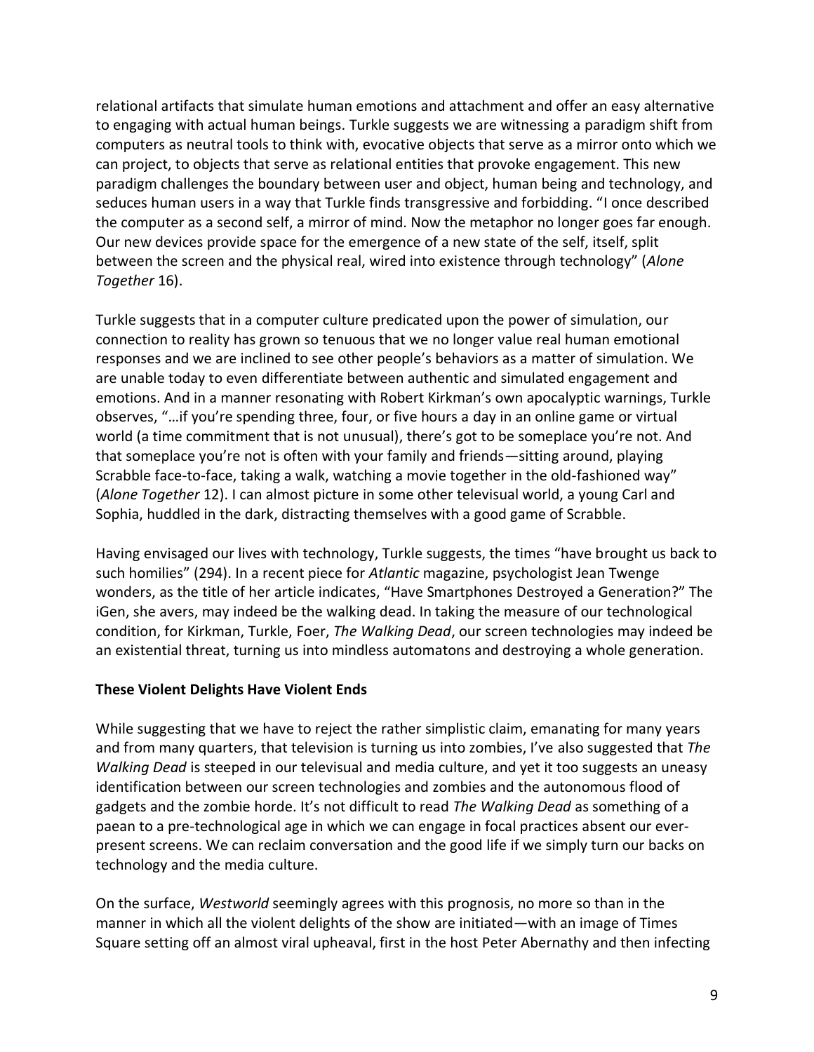relational artifacts that simulate human emotions and attachment and offer an easy alternative to engaging with actual human beings. Turkle suggests we are witnessing a paradigm shift from computers as neutral tools to think with, evocative objects that serve as a mirror onto which we can project, to objects that serve as relational entities that provoke engagement. This new paradigm challenges the boundary between user and object, human being and technology, and seduces human users in a way that Turkle finds transgressive and forbidding. "I once described the computer as a second self, a mirror of mind. Now the metaphor no longer goes far enough. Our new devices provide space for the emergence of a new state of the self, itself, split between the screen and the physical real, wired into existence through technology" (*Alone Together* 16).

Turkle suggests that in a computer culture predicated upon the power of simulation, our connection to reality has grown so tenuous that we no longer value real human emotional responses and we are inclined to see other people's behaviors as a matter of simulation. We are unable today to even differentiate between authentic and simulated engagement and emotions. And in a manner resonating with Robert Kirkman's own apocalyptic warnings, Turkle observes, "…if you're spending three, four, or five hours a day in an online game or virtual world (a time commitment that is not unusual), there's got to be someplace you're not. And that someplace you're not is often with your family and friends—sitting around, playing Scrabble face-to-face, taking a walk, watching a movie together in the old-fashioned way" (*Alone Together* 12). I can almost picture in some other televisual world, a young Carl and Sophia, huddled in the dark, distracting themselves with a good game of Scrabble.

Having envisaged our lives with technology, Turkle suggests, the times "have brought us back to such homilies" (294). In a recent piece for *Atlantic* magazine, psychologist Jean Twenge wonders, as the title of her article indicates, "Have Smartphones Destroyed a Generation?" The iGen, she avers, may indeed be the walking dead. In taking the measure of our technological condition, for Kirkman, Turkle, Foer, *The Walking Dead*, our screen technologies may indeed be an existential threat, turning us into mindless automatons and destroying a whole generation.

**These Violent Delights Have Violent Ends**

While suggesting that we have to reject the rather simplistic claim, emanating for many years and from many quarters, that television is turning us into zombies, I've also suggested that *The Walking Dead* is steeped in our televisual and media culture, and yet it too suggests an uneasy identification between our screen technologies and zombies and the autonomous flood of gadgets and the zombie horde. It's not difficult to read *The Walking Dead* as something of a paean to a pre-technological age in which we can engage in focal practices absent our ever-present screens. We can reclaim conversation and the good life if we simply turn our backs on technology and the media culture.

On the surface, *Westworld* seemingly agrees with this prognosis, no more so than in the manner in which all the violent delights of the show are initiated—with an image of Times Square setting off an almost viral upheaval, first in the host Peter Abernathy and then infecting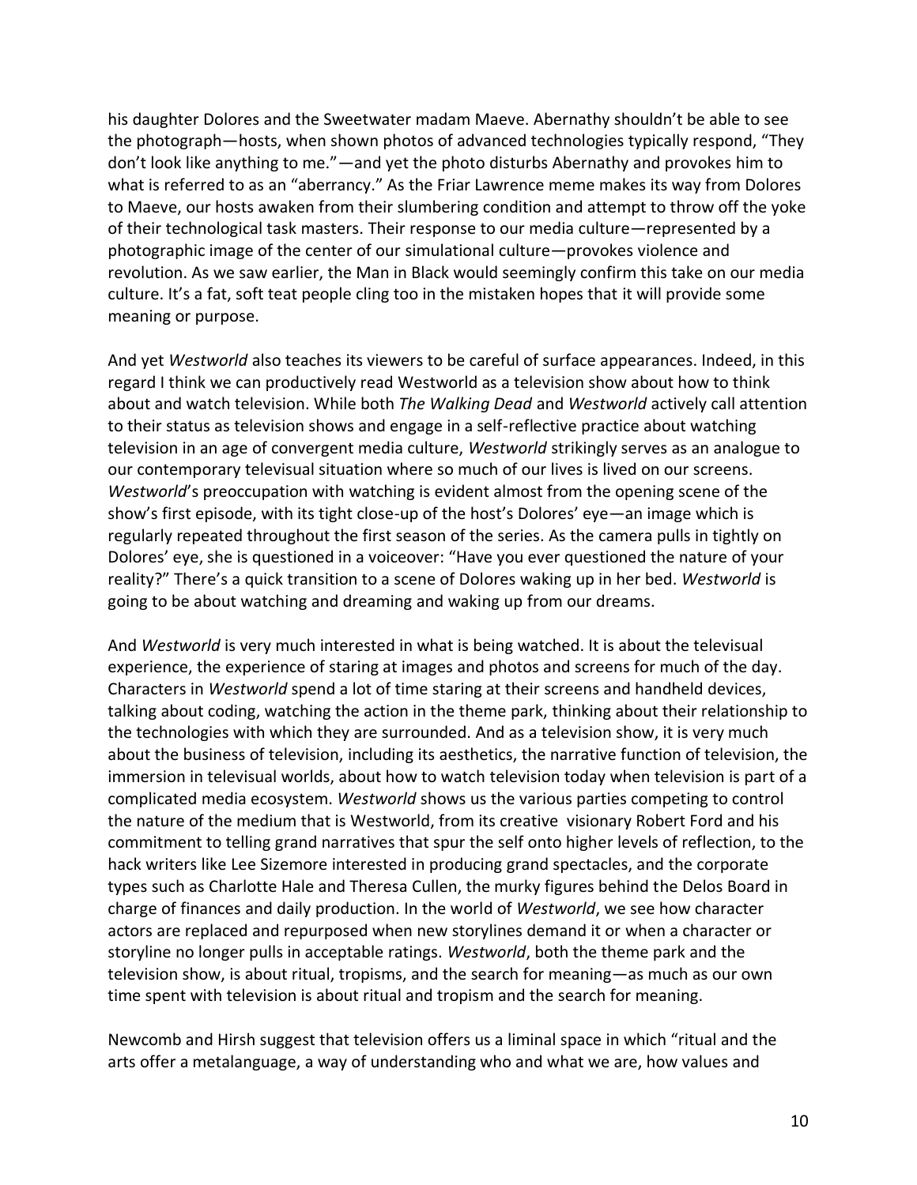his daughter Dolores and the Sweetwater madam Maeve. Abernathy shouldn't be able to see the photograph—hosts, when shown photos of advanced technologies typically respond, "They don't look like anything to me."—and yet the photo disturbs Abernathy and provokes him to what is referred to as an "aberrancy." As the Friar Lawrence meme makes its way from Dolores to Maeve, our hosts awaken from their slumbering condition and attempt to throw off the yoke of their technological task masters. Their response to our media culture—represented by a photographic image of the center of our simulational culture—provokes violence and revolution. As we saw earlier, the Man in Black would seemingly confirm this take on our media culture. It's a fat, soft teat people cling too in the mistaken hopes that it will provide some meaning or purpose.

And yet *Westworld* also teaches its viewers to be careful of surface appearances. Indeed, in this regard I think we can productively read Westworld as a television show about how to think about and watch television. While both *The Walking Dead* and *Westworld* actively call attention to their status as television shows and engage in a self-reflective practice about watching television in an age of convergent media culture, *Westworld* strikingly serves as an analogue to our contemporary televisual situation where so much of our lives is lived on our screens. *Westworld*'s preoccupation with watching is evident almost from the opening scene of the show's first episode, with its tight close-up of the host's Dolores' eye—an image which is regularly repeated throughout the first season of the series. As the camera pulls in tightly on Dolores' eye, she is questioned in a voiceover: "Have you ever questioned the nature of your reality?" There's a quick transition to a scene of Dolores waking up in her bed. *Westworld* is going to be about watching and dreaming and waking up from our dreams.

And *Westworld* is very much interested in what is being watched. It is about the televisual experience, the experience of staring at images and photos and screens for much of the day. Characters in *Westworld* spend a lot of time staring at their screens and handheld devices, talking about coding, watching the action in the theme park, thinking about their relationship to the technologies with which they are surrounded. And as a television show, it is very much about the business of television, including its aesthetics, the narrative function of television, the immersion in televisual worlds, about how to watch television today when television is part of a complicated media ecosystem. *Westworld* shows us the various parties competing to control the nature of the medium that is Westworld, from its creative visionary Robert Ford and his commitment to telling grand narratives that spur the self onto higher levels of reflection, to the hack writers like Lee Sizemore interested in producing grand spectacles, and the corporate types such as Charlotte Hale and Theresa Cullen, the murky figures behind the Delos Board in charge of finances and daily production. In the world of *Westworld*, we see how character actors are replaced and repurposed when new storylines demand it or when a character or storyline no longer pulls in acceptable ratings. *Westworld*, both the theme park and the television show, is about ritual, tropisms, and the search for meaning—as much as our own time spent with television is about ritual and tropism and the search for meaning.

Newcomb and Hirsh suggest that television offers us a liminal space in which "ritual and the arts offer a metalanguage, a way of understanding who and what we are, how values and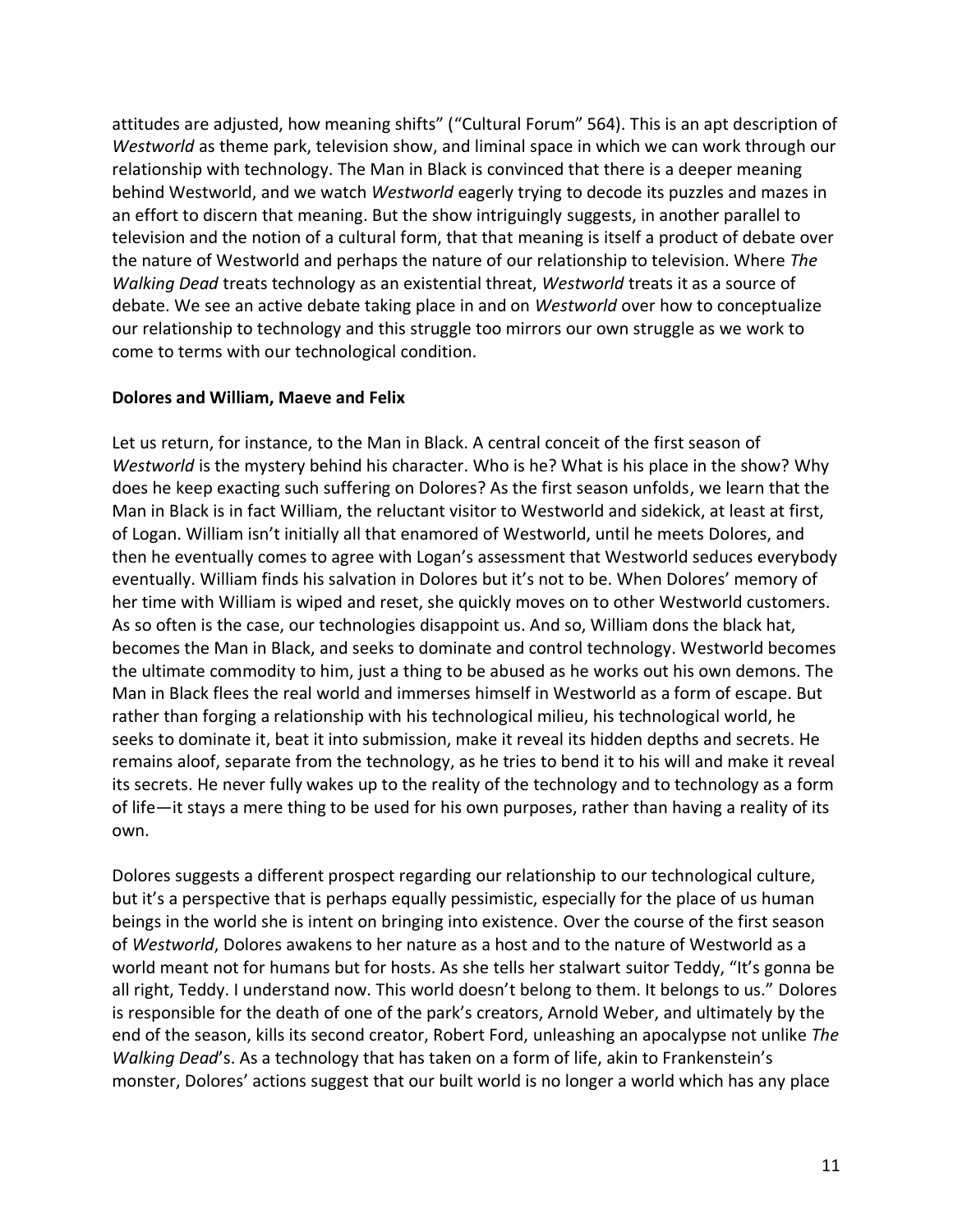attitudes are adjusted, how meaning shifts" ("Cultural Forum" 564). This is an apt description of *Westworld* as theme park, television show, and liminal space in which we can work through our relationship with technology. The Man in Black is convinced that there is a deeper meaning behind Westworld, and we watch *Westworld* eagerly trying to decode its puzzles and mazes in an effort to discern that meaning. But the show intriguingly suggests, in another parallel to television and the notion of a cultural form, that that meaning is itself a product of debate over the nature of Westworld and perhaps the nature of our relationship to television. Where *The Walking Dead* treats technology as an existential threat, *Westworld* treats it as a source of debate. We see an active debate taking place in and on *Westworld* over how to conceptualize our relationship to technology and this struggle too mirrors our own struggle as we work to come to terms with our technological condition.

**Dolores and William, Maeve and Felix**

Let us return, for instance, to the Man in Black. A central conceit of the first season of *Westworld* is the mystery behind his character. Who is he? What is his place in the show? Why does he keep exacting such suffering on Dolores? As the first season unfolds, we learn that the Man in Black is in fact William, the reluctant visitor to Westworld and sidekick, at least at first, of Logan. William isn't initially all that enamored of Westworld, until he meets Dolores, and then he eventually comes to agree with Logan's assessment that Westworld seduces everybody eventually. William finds his salvation in Dolores but it's not to be. When Dolores' memory of her time with William is wiped and reset, she quickly moves on to other Westworld customers. As so often is the case, our technologies disappoint us. And so, William dons the black hat, becomes the Man in Black, and seeks to dominate and control technology. Westworld becomes the ultimate commodity to him, just a thing to be abused as he works out his own demons. The Man in Black flees the real world and immerses himself in Westworld as a form of escape. But rather than forging a relationship with his technological milieu, his technological world, he seeks to dominate it, beat it into submission, make it reveal its hidden depths and secrets. He remains aloof, separate from the technology, as he tries to bend it to his will and make it reveal its secrets. He never fully wakes up to the reality of the technology and to technology as a form of life—it stays a mere thing to be used for his own purposes, rather than having a reality of its own.

Dolores suggests a different prospect regarding our relationship to our technological culture, but it's a perspective that is perhaps equally pessimistic, especially for the place of us human beings in the world she is intent on bringing into existence. Over the course of the first season of *Westworld*, Dolores awakens to her nature as a host and to the nature of Westworld as a world meant not for humans but for hosts. As she tells her stalwart suitor Teddy, "It's gonna be all right, Teddy. I understand now. This world doesn't belong to them. It belongs to us." Dolores is responsible for the death of one of the park's creators, Arnold Weber, and ultimately by the end of the season, kills its second creator, Robert Ford, unleashing an apocalypse not unlike *The Walking Dead*'s. As a technology that has taken on a form of life, akin to Frankenstein's monster, Dolores' actions suggest that our built world is no longer a world which has any place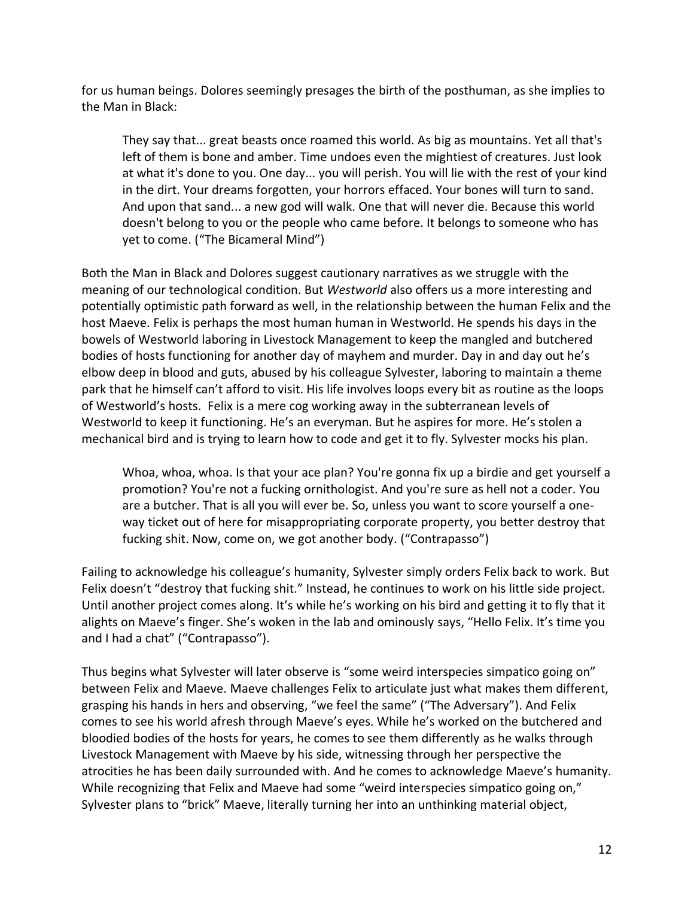for us human beings. Dolores seemingly presages the birth of the posthuman, as she implies to the Man in Black:

> They say that... great beasts once roamed this world. As big as mountains. Yet all that's left of them is bone and amber. Time undoes even the mightiest of creatures. Just look at what it's done to you. One day... you will perish. You will lie with the rest of your kind in the dirt. Your dreams forgotten, your horrors effaced. Your bones will turn to sand. And upon that sand... a new god will walk. One that will never die. Because this world doesn't belong to you or the people who came before. It belongs to someone who has yet to come. ("The Bicameral Mind")

Both the Man in Black and Dolores suggest cautionary narratives as we struggle with the meaning of our technological condition. But *Westworld* also offers us a more interesting and potentially optimistic path forward as well, in the relationship between the human Felix and the host Maeve. Felix is perhaps the most human human in Westworld. He spends his days in the bowels of Westworld laboring in Livestock Management to keep the mangled and butchered bodies of hosts functioning for another day of mayhem and murder. Day in and day out he's elbow deep in blood and guts, abused by his colleague Sylvester, laboring to maintain a theme park that he himself can't afford to visit. His life involves loops every bit as routine as the loops of Westworld's hosts. Felix is a mere cog working away in the subterranean levels of Westworld to keep it functioning. He's an everyman. But he aspires for more. He's stolen a mechanical bird and is trying to learn how to code and get it to fly. Sylvester mocks his plan.

> Whoa, whoa, whoa. Is that your ace plan? You're gonna fix up a birdie and get yourself a promotion? You're not a fucking ornithologist. And you're sure as hell not a coder. You are a butcher. That is all you will ever be. So, unless you want to score yourself a one-way ticket out of here for misappropriating corporate property, you better destroy that fucking shit. Now, come on, we got another body. ("Contrapasso")

Failing to acknowledge his colleague's humanity, Sylvester simply orders Felix back to work. But Felix doesn't "destroy that fucking shit." Instead, he continues to work on his little side project. Until another project comes along. It's while he's working on his bird and getting it to fly that it alights on Maeve's finger. She's woken in the lab and ominously says, "Hello Felix. It's time you and I had a chat" ("Contrapasso").

Thus begins what Sylvester will later observe is "some weird interspecies simpatico going on" between Felix and Maeve. Maeve challenges Felix to articulate just what makes them different, grasping his hands in hers and observing, "we feel the same" ("The Adversary"). And Felix comes to see his world afresh through Maeve's eyes. While he's worked on the butchered and bloodied bodies of the hosts for years, he comes to see them differently as he walks through Livestock Management with Maeve by his side, witnessing through her perspective the atrocities he has been daily surrounded with. And he comes to acknowledge Maeve's humanity. While recognizing that Felix and Maeve had some "weird interspecies simpatico going on," Sylvester plans to "brick" Maeve, literally turning her into an unthinking material object,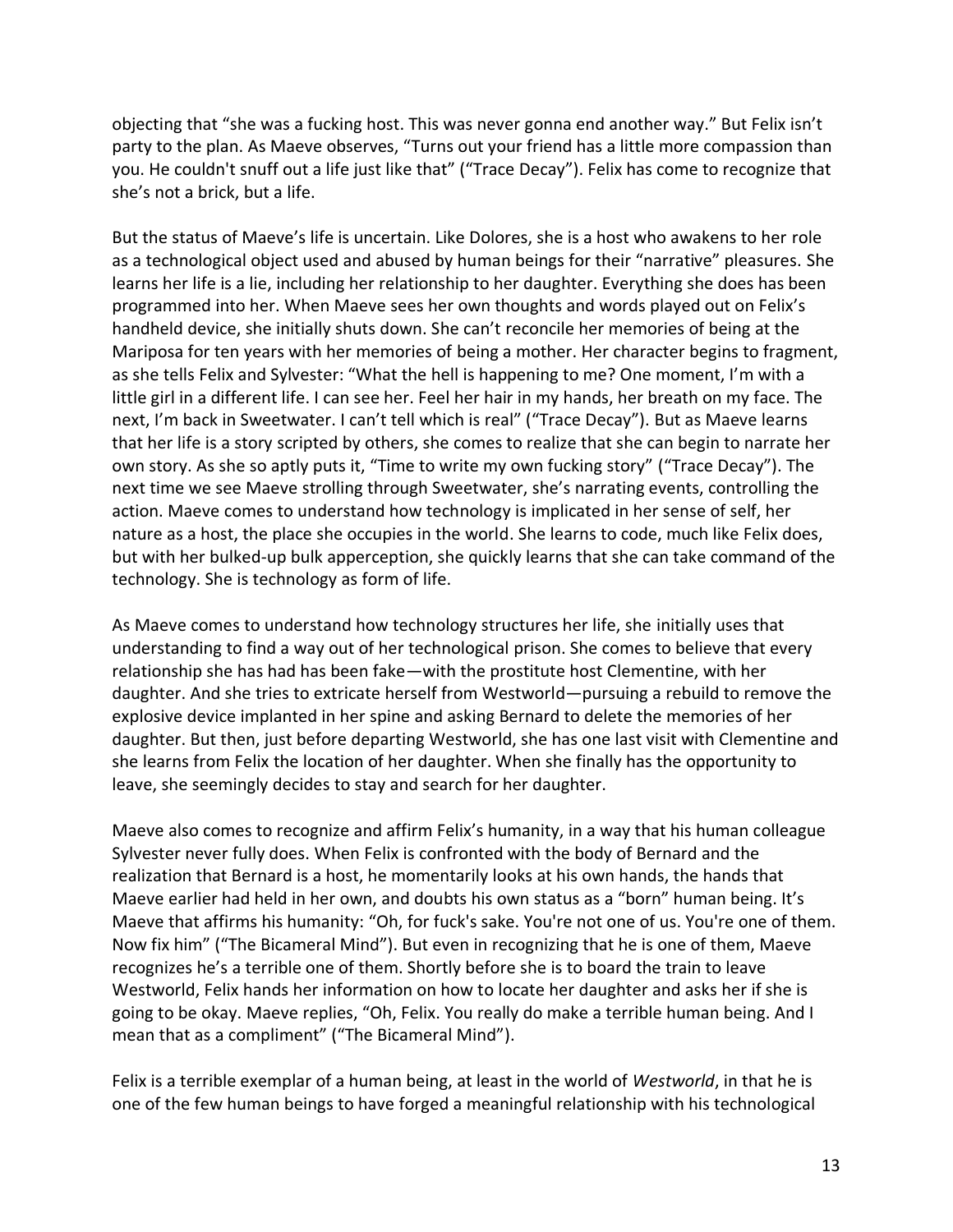objecting that "she was a fucking host. This was never gonna end another way." But Felix isn't party to the plan. As Maeve observes, "Turns out your friend has a little more compassion than you. He couldn't snuff out a life just like that" ("Trace Decay"). Felix has come to recognize that she's not a brick, but a life.

But the status of Maeve's life is uncertain. Like Dolores, she is a host who awakens to her role as a technological object used and abused by human beings for their "narrative" pleasures. She learns her life is a lie, including her relationship to her daughter. Everything she does has been programmed into her. When Maeve sees her own thoughts and words played out on Felix's handheld device, she initially shuts down. She can't reconcile her memories of being at the Mariposa for ten years with her memories of being a mother. Her character begins to fragment, as she tells Felix and Sylvester: "What the hell is happening to me? One moment, I'm with a little girl in a different life. I can see her. Feel her hair in my hands, her breath on my face. The next, I'm back in Sweetwater. I can't tell which is real" ("Trace Decay"). But as Maeve learns that her life is a story scripted by others, she comes to realize that she can begin to narrate her own story. As she so aptly puts it, "Time to write my own fucking story" ("Trace Decay"). The next time we see Maeve strolling through Sweetwater, she's narrating events, controlling the action. Maeve comes to understand how technology is implicated in her sense of self, her nature as a host, the place she occupies in the world. She learns to code, much like Felix does, but with her bulked-up bulk apperception, she quickly learns that she can take command of the technology. She is technology as form of life.

As Maeve comes to understand how technology structures her life, she initially uses that understanding to find a way out of her technological prison. She comes to believe that every relationship she has had has been fake—with the prostitute host Clementine, with her daughter. And she tries to extricate herself from Westworld—pursuing a rebuild to remove the explosive device implanted in her spine and asking Bernard to delete the memories of her daughter. But then, just before departing Westworld, she has one last visit with Clementine and she learns from Felix the location of her daughter. When she finally has the opportunity to leave, she seemingly decides to stay and search for her daughter.

Maeve also comes to recognize and affirm Felix's humanity, in a way that his human colleague Sylvester never fully does. When Felix is confronted with the body of Bernard and the realization that Bernard is a host, he momentarily looks at his own hands, the hands that Maeve earlier had held in her own, and doubts his own status as a "born" human being. It's Maeve that affirms his humanity: "Oh, for fuck's sake. You're not one of us. You're one of them. Now fix him" ("The Bicameral Mind"). But even in recognizing that he is one of them, Maeve recognizes he's a terrible one of them. Shortly before she is to board the train to leave Westworld, Felix hands her information on how to locate her daughter and asks her if she is going to be okay. Maeve replies, "Oh, Felix. You really do make a terrible human being. And I mean that as a compliment" ("The Bicameral Mind").

Felix is a terrible exemplar of a human being, at least in the world of *Westworld*, in that he is one of the few human beings to have forged a meaningful relationship with his technological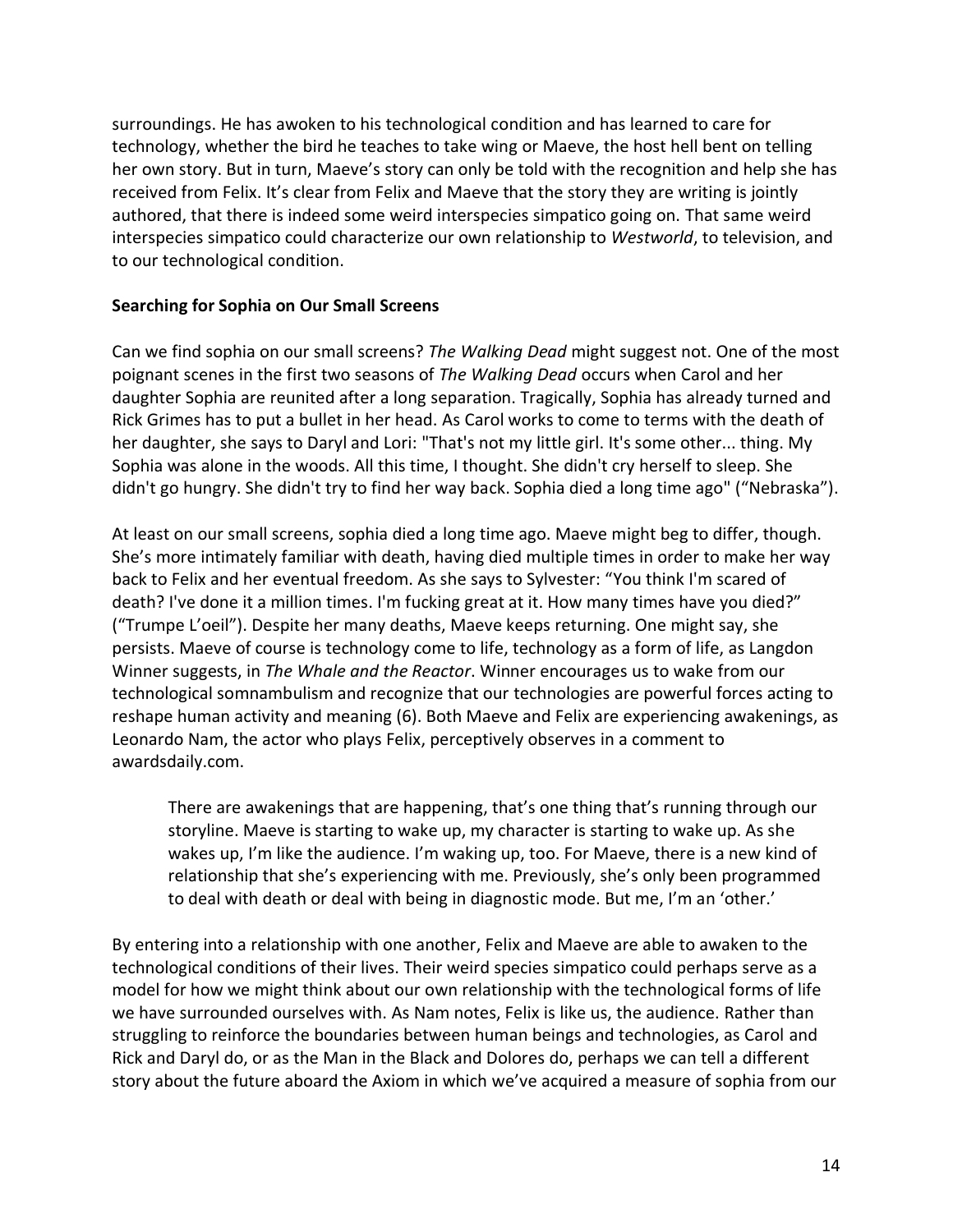surroundings. He has awoken to his technological condition and has learned to care for technology, whether the bird he teaches to take wing or Maeve, the host hell bent on telling her own story. But in turn, Maeve's story can only be told with the recognition and help she has received from Felix. It's clear from Felix and Maeve that the story they are writing is jointly authored, that there is indeed some weird interspecies simpatico going on. That same weird interspecies simpatico could characterize our own relationship to *Westworld*, to television, and to our technological condition.

**Searching for Sophia on Our Small Screens**

Can we find sophia on our small screens? *The Walking Dead* might suggest not. One of the most poignant scenes in the first two seasons of *The Walking Dead* occurs when Carol and her daughter Sophia are reunited after a long separation. Tragically, Sophia has already turned and Rick Grimes has to put a bullet in her head. As Carol works to come to terms with the death of her daughter, she says to Daryl and Lori: "That's not my little girl. It's some other... thing. My Sophia was alone in the woods. All this time, I thought. She didn't cry herself to sleep. She didn't go hungry. She didn't try to find her way back. Sophia died a long time ago" ("Nebraska").

At least on our small screens, sophia died a long time ago. Maeve might beg to differ, though. She's more intimately familiar with death, having died multiple times in order to make her way back to Felix and her eventual freedom. As she says to Sylvester: "You think I'm scared of death? I've done it a million times. I'm fucking great at it. How many times have you died?" ("Trumpe L'oeil"). Despite her many deaths, Maeve keeps returning. One might say, she persists. Maeve of course is technology come to life, technology as a form of life, as Langdon Winner suggests, in *The Whale and the Reactor*. Winner encourages us to wake from our technological somnambulism and recognize that our technologies are powerful forces acting to reshape human activity and meaning (6). Both Maeve and Felix are experiencing awakenings, as Leonardo Nam, the actor who plays Felix, perceptively observes in a comment to awardsdaily.com.

> There are awakenings that are happening, that's one thing that's running through our storyline. Maeve is starting to wake up, my character is starting to wake up. As she wakes up, I'm like the audience. I'm waking up, too. For Maeve, there is a new kind of relationship that she's experiencing with me. Previously, she's only been programmed to deal with death or deal with being in diagnostic mode. But me, I'm an 'other.'

By entering into a relationship with one another, Felix and Maeve are able to awaken to the technological conditions of their lives. Their weird species simpatico could perhaps serve as a model for how we might think about our own relationship with the technological forms of life we have surrounded ourselves with. As Nam notes, Felix is like us, the audience. Rather than struggling to reinforce the boundaries between human beings and technologies, as Carol and Rick and Daryl do, or as the Man in the Black and Dolores do, perhaps we can tell a different story about the future aboard the Axiom in which we've acquired a measure of sophia from our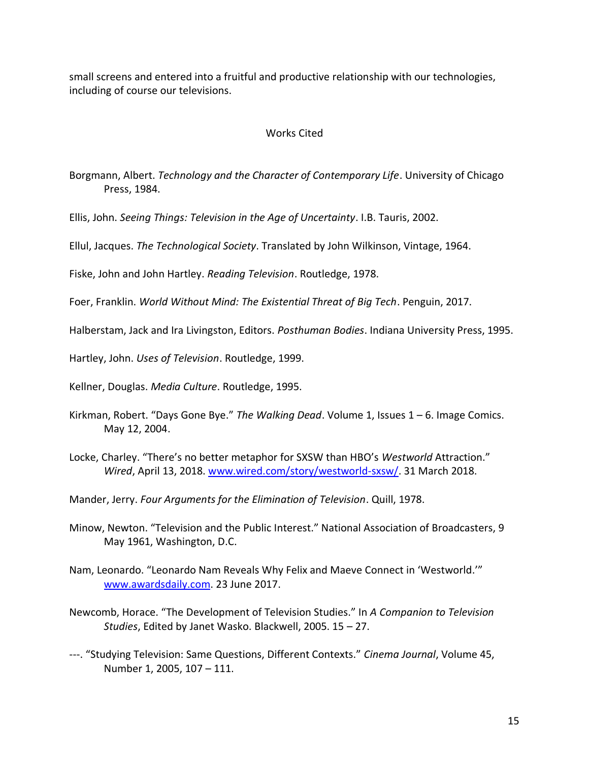small screens and entered into a fruitful and productive relationship with our technologies, including of course our televisions.

## Works Cited

Borgmann, Albert. *Technology and the Character of Contemporary Life*. University of Chicago Press, 1984.

Ellis, John. *Seeing Things: Television in the Age of Uncertainty*. I.B. Tauris, 2002.

Ellul, Jacques. *The Technological Society*. Translated by John Wilkinson, Vintage, 1964.

Fiske, John and John Hartley. *Reading Television*. Routledge, 1978.

Foer, Franklin. *World Without Mind: The Existential Threat of Big Tech*. Penguin, 2017.

Halberstam, Jack and Ira Livingston, Editors. *Posthuman Bodies*. Indiana University Press, 1995.

Hartley, John. *Uses of Television*. Routledge, 1999.

Kellner, Douglas. *Media Culture*. Routledge, 1995.

Kirkman, Robert. "Days Gone Bye." *The Walking Dead*. Volume 1, Issues 1 – 6. Image Comics. May 12, 2004.

Locke, Charley. "There's no better metaphor for SXSW than HBO's *Westworld* Attraction." *Wired*, April 13, 2018. www.wired.com/story/westworld-sxsw/. 31 March 2018.

Mander, Jerry. *Four Arguments for the Elimination of Television*. Quill, 1978.

Minow, Newton. "Television and the Public Interest." National Association of Broadcasters, 9 May 1961, Washington, D.C.

Nam, Leonardo. "Leonardo Nam Reveals Why Felix and Maeve Connect in 'Westworld.'" www.awardsdaily.com. 23 June 2017.

Newcomb, Horace. "The Development of Television Studies." In *A Companion to Television Studies*, Edited by Janet Wasko. Blackwell, 2005. 15 – 27.

---. "Studying Television: Same Questions, Different Contexts." *Cinema Journal*, Volume 45, Number 1, 2005, 107 – 111.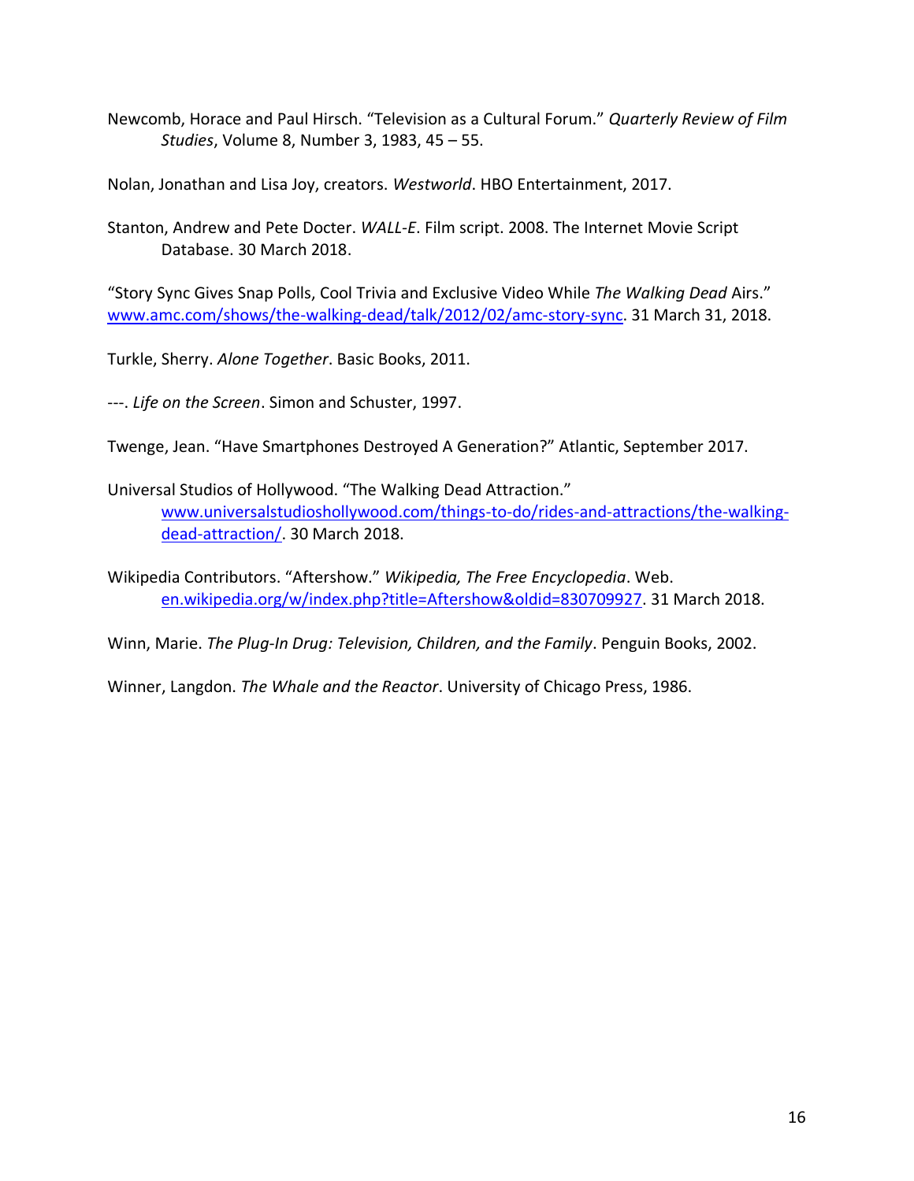Newcomb, Horace and Paul Hirsch. "Television as a Cultural Forum." *Quarterly Review of Film Studies*, Volume 8, Number 3, 1983, 45 – 55.

Nolan, Jonathan and Lisa Joy, creators. *Westworld*. HBO Entertainment, 2017.

Stanton, Andrew and Pete Docter. *WALL-E*. Film script. 2008. The Internet Movie Script Database. 30 March 2018.

"Story Sync Gives Snap Polls, Cool Trivia and Exclusive Video While *The Walking Dead* Airs." www.amc.com/shows/the-walking-dead/talk/2012/02/amc-story-sync. 31 March 31, 2018.

Turkle, Sherry. *Alone Together*. Basic Books, 2011.

---. *Life on the Screen*. Simon and Schuster, 1997.

Twenge, Jean. "Have Smartphones Destroyed A Generation?" Atlantic, September 2017.

Universal Studios of Hollywood. "The Walking Dead Attraction." www.universalstudioshollywood.com/things-to-do/rides-and-attractions/the-walking-dead-attraction/. 30 March 2018.

Wikipedia Contributors. "Aftershow." *Wikipedia, The Free Encyclopedia*. Web. en.wikipedia.org/w/index.php?title=Aftershow&oldid=830709927. 31 March 2018.

Winn, Marie. *The Plug-In Drug: Television, Children, and the Family*. Penguin Books, 2002.

Winner, Langdon. *The Whale and the Reactor*. University of Chicago Press, 1986.